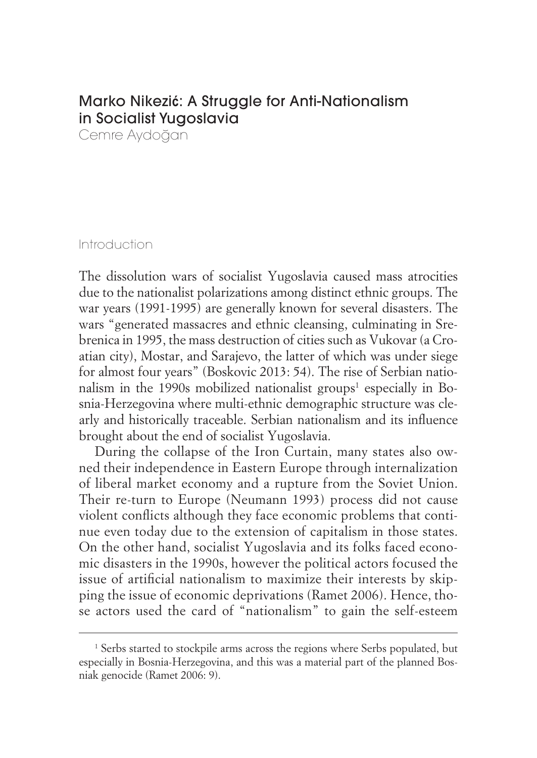# Marko Nikezić: A Struggle for Anti-Nationalism in Socialist Yugoslavia

Cemre Aydoğan

## Introduction

The dissolution wars of socialist Yugoslavia caused mass atrocities due to the nationalist polarizations among distinct ethnic groups. The war years (1991-1995) are generally known for several disasters. The wars "generated massacres and ethnic cleansing, culminating in Srebrenica in 1995, the mass destruction of cities such as Vukovar (a Croatian city), Mostar, and Sarajevo, the latter of which was under siege for almost four years" (Boskovic 2013: 54). The rise of Serbian nationalism in the 1990s mobilized nationalist groups[1] especially in Bosnia-Herzegovina where multi-ethnic demographic structure was clearly and historically traceable. Serbian nationalism and its influence brought about the end of socialist Yugoslavia.

During the collapse of the Iron Curtain, many states also owned their independence in Eastern Europe through internalization of liberal market economy and a rupture from the Soviet Union. Their re-turn to Europe (Neumann 1993) process did not cause violent conflicts although they face economic problems that continue even today due to the extension of capitalism in those states. On the other hand, socialist Yugoslavia and its folks faced economic disasters in the 1990s, however the political actors focused the issue of artificial nationalism to maximize their interests by skipping the issue of economic deprivations (Ramet 2006). Hence, those actors used the card of "nationalism" to gain the self-esteem

---

[1] Serbs started to stockpile arms across the regions where Serbs populated, but especially in Bosnia-Herzegovina, and this was a material part of the planned Bosniak genocide (Ramet 2006: 9).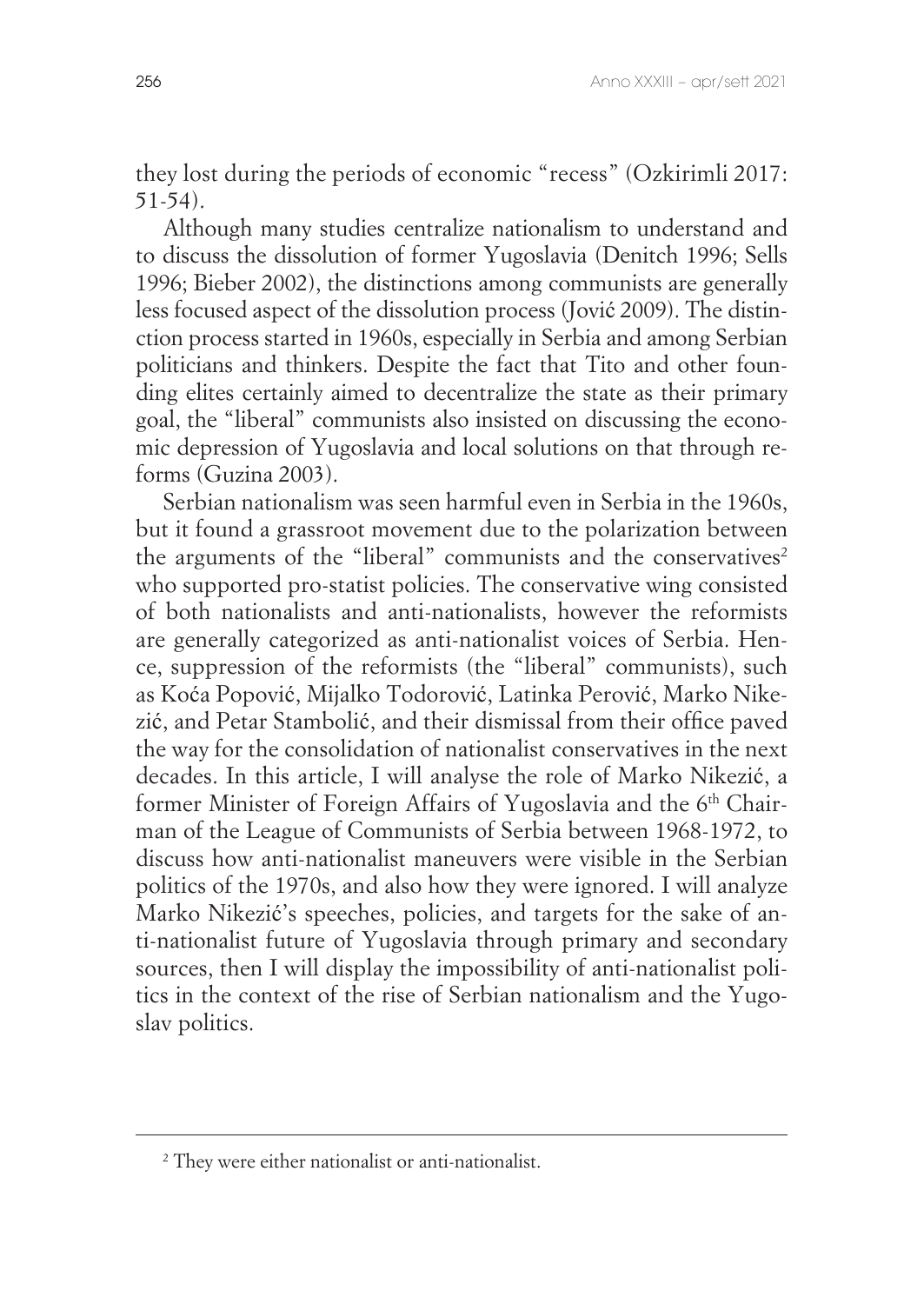they lost during the periods of economic "recess" (Ozkirimli 2017: 51-54).

Although many studies centralize nationalism to understand and to discuss the dissolution of former Yugoslavia (Denitch 1996; Sells 1996; Bieber 2002), the distinctions among communists are generally less focused aspect of the dissolution process (Jović 2009). The distinction process started in 1960s, especially in Serbia and among Serbian politicians and thinkers. Despite the fact that Tito and other founding elites certainly aimed to decentralize the state as their primary goal, the "liberal" communists also insisted on discussing the economic depression of Yugoslavia and local solutions on that through reforms (Guzina 2003).

Serbian nationalism was seen harmful even in Serbia in the 1960s, but it found a grassroot movement due to the polarization between the arguments of the "liberal" communists and the conservatives[2] who supported pro-statist policies. The conservative wing consisted of both nationalists and anti-nationalists, however the reformists are generally categorized as anti-nationalist voices of Serbia. Hence, suppression of the reformists (the "liberal" communists), such as Koća Popović, Mijalko Todorović, Latinka Perović, Marko Nikezić, and Petar Stambolić, and their dismissal from their office paved the way for the consolidation of nationalist conservatives in the next decades. In this article, I will analyse the role of Marko Nikezić, a former Minister of Foreign Affairs of Yugoslavia and the 6th Chairman of the League of Communists of Serbia between 1968-1972, to discuss how anti-nationalist maneuvers were visible in the Serbian politics of the 1970s, and also how they were ignored. I will analyze Marko Nikezić's speeches, policies, and targets for the sake of anti-nationalist future of Yugoslavia through primary and secondary sources, then I will display the impossibility of anti-nationalist politics in the context of the rise of Serbian nationalism and the Yugoslav politics.

---

[2] They were either nationalist or anti-nationalist.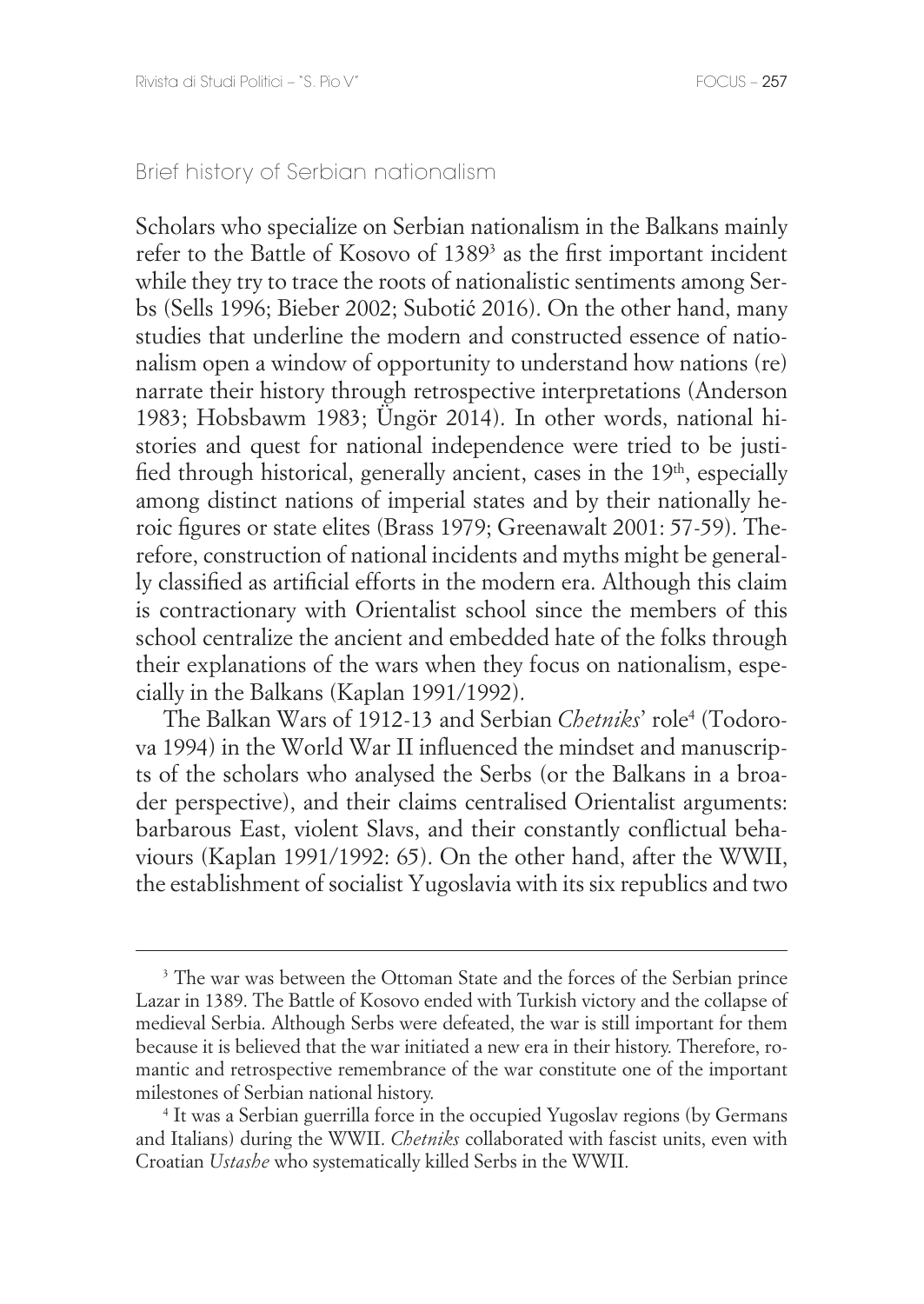## Brief history of Serbian nationalism

Scholars who specialize on Serbian nationalism in the Balkans mainly refer to the Battle of Kosovo of 1389[3] as the first important incident while they try to trace the roots of nationalistic sentiments among Serbs (Sells 1996; Bieber 2002; Subotić 2016). On the other hand, many studies that underline the modern and constructed essence of nationalism open a window of opportunity to understand how nations (re) narrate their history through retrospective interpretations (Anderson 1983; Hobsbawm 1983; Üngör 2014). In other words, national histories and quest for national independence were tried to be justified through historical, generally ancient, cases in the 19th, especially among distinct nations of imperial states and by their nationally heroic figures or state elites (Brass 1979; Greenawalt 2001: 57-59). Therefore, construction of national incidents and myths might be generally classified as artificial efforts in the modern era. Although this claim is contractionary with Orientalist school since the members of this school centralize the ancient and embedded hate of the folks through their explanations of the wars when they focus on nationalism, especially in the Balkans (Kaplan 1991/1992).

The Balkan Wars of 1912-13 and Serbian *Chetniks*' role[4] (Todorova 1994) in the World War II influenced the mindset and manuscripts of the scholars who analysed the Serbs (or the Balkans in a broader perspective), and their claims centralised Orientalist arguments: barbarous East, violent Slavs, and their constantly conflictual behaviours (Kaplan 1991/1992: 65). On the other hand, after the WWII, the establishment of socialist Yugoslavia with its six republics and two

---

[3] The war was between the Ottoman State and the forces of the Serbian prince Lazar in 1389. The Battle of Kosovo ended with Turkish victory and the collapse of medieval Serbia. Although Serbs were defeated, the war is still important for them because it is believed that the war initiated a new era in their history. Therefore, romantic and retrospective remembrance of the war constitute one of the important milestones of Serbian national history.

[4] It was a Serbian guerrilla force in the occupied Yugoslav regions (by Germans and Italians) during the WWII. *Chetniks* collaborated with fascist units, even with Croatian *Ustashe* who systematically killed Serbs in the WWII.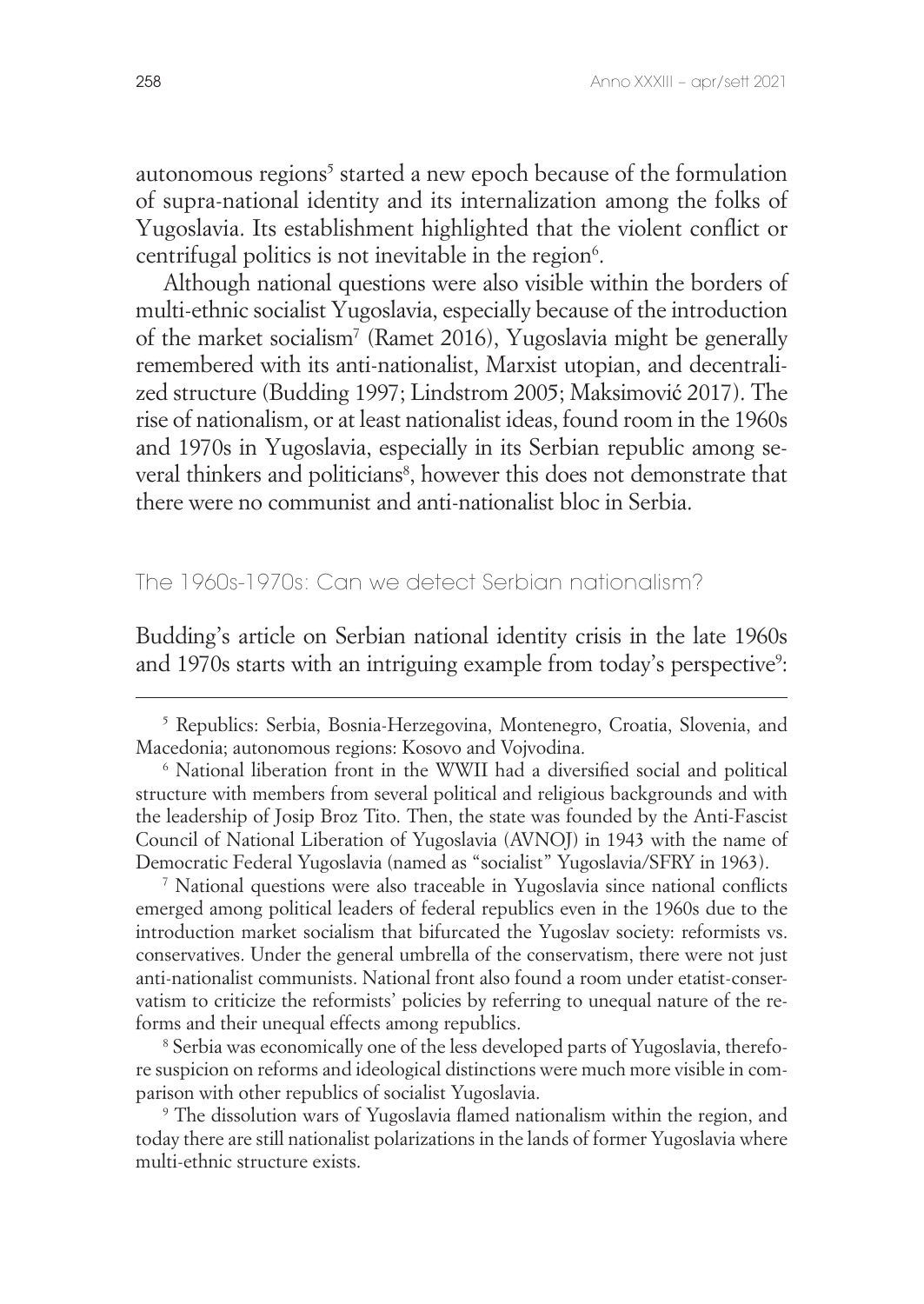autonomous regions[5] started a new epoch because of the formulation of supra-national identity and its internalization among the folks of Yugoslavia. Its establishment highlighted that the violent conflict or centrifugal politics is not inevitable in the region[6].

Although national questions were also visible within the borders of multi-ethnic socialist Yugoslavia, especially because of the introduction of the market socialism[7] (Ramet 2016), Yugoslavia might be generally remembered with its anti-nationalist, Marxist utopian, and decentralized structure (Budding 1997; Lindstrom 2005; Maksimović 2017). The rise of nationalism, or at least nationalist ideas, found room in the 1960s and 1970s in Yugoslavia, especially in its Serbian republic among several thinkers and politicians[8], however this does not demonstrate that there were no communist and anti-nationalist bloc in Serbia.

## The 1960s-1970s: Can we detect Serbian nationalism?

Budding's article on Serbian national identity crisis in the late 1960s and 1970s starts with an intriguing example from today's perspective[9]:

---

[5] Republics: Serbia, Bosnia-Herzegovina, Montenegro, Croatia, Slovenia, and Macedonia; autonomous regions: Kosovo and Vojvodina.

[6] National liberation front in the WWII had a diversified social and political structure with members from several political and religious backgrounds and with the leadership of Josip Broz Tito. Then, the state was founded by the Anti-Fascist Council of National Liberation of Yugoslavia (AVNOJ) in 1943 with the name of Democratic Federal Yugoslavia (named as "socialist" Yugoslavia/SFRY in 1963).

[7] National questions were also traceable in Yugoslavia since national conflicts emerged among political leaders of federal republics even in the 1960s due to the introduction market socialism that bifurcated the Yugoslav society: reformists vs. conservatives. Under the general umbrella of the conservatism, there were not just anti-nationalist communists. National front also found a room under etatist-conservatism to criticize the reformists' policies by referring to unequal nature of the reforms and their unequal effects among republics.

[8] Serbia was economically one of the less developed parts of Yugoslavia, therefore suspicion on reforms and ideological distinctions were much more visible in comparison with other republics of socialist Yugoslavia.

[9] The dissolution wars of Yugoslavia flamed nationalism within the region, and today there are still nationalist polarizations in the lands of former Yugoslavia where multi-ethnic structure exists.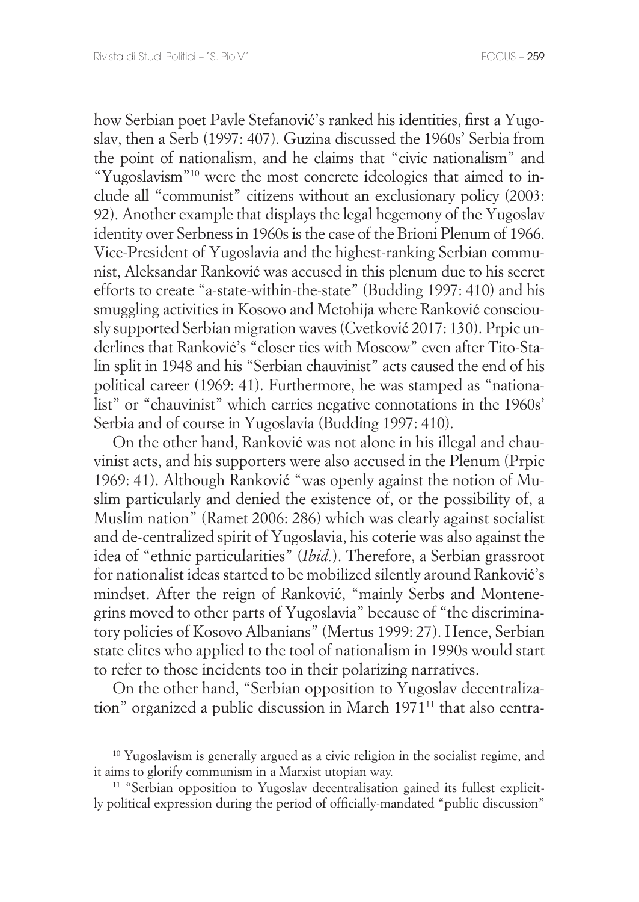how Serbian poet Pavle Stefanović's ranked his identities, first a Yugoslav, then a Serb (1997: 407). Guzina discussed the 1960s' Serbia from the point of nationalism, and he claims that "civic nationalism" and "Yugoslavism"[10] were the most concrete ideologies that aimed to include all "communist" citizens without an exclusionary policy (2003: 92). Another example that displays the legal hegemony of the Yugoslav identity over Serbness in 1960s is the case of the Brioni Plenum of 1966. Vice-President of Yugoslavia and the highest-ranking Serbian communist, Aleksandar Ranković was accused in this plenum due to his secret efforts to create "a-state-within-the-state" (Budding 1997: 410) and his smuggling activities in Kosovo and Metohija where Ranković consciously supported Serbian migration waves (Cvetković 2017: 130). Prpic underlines that Ranković's "closer ties with Moscow" even after Tito-Stalin split in 1948 and his "Serbian chauvinist" acts caused the end of his political career (1969: 41). Furthermore, he was stamped as "nationalist" or "chauvinist" which carries negative connotations in the 1960s' Serbia and of course in Yugoslavia (Budding 1997: 410).

On the other hand, Ranković was not alone in his illegal and chauvinist acts, and his supporters were also accused in the Plenum (Prpic 1969: 41). Although Ranković "was openly against the notion of Muslim particularly and denied the existence of, or the possibility of, a Muslim nation" (Ramet 2006: 286) which was clearly against socialist and de-centralized spirit of Yugoslavia, his coterie was also against the idea of "ethnic particularities" (*Ibid.*). Therefore, a Serbian grassroot for nationalist ideas started to be mobilized silently around Ranković's mindset. After the reign of Ranković, "mainly Serbs and Montenegrins moved to other parts of Yugoslavia" because of "the discriminatory policies of Kosovo Albanians" (Mertus 1999: 27). Hence, Serbian state elites who applied to the tool of nationalism in 1990s would start to refer to those incidents too in their polarizing narratives.

On the other hand, "Serbian opposition to Yugoslav decentralization" organized a public discussion in March 1971[11] that also centra-

[10] Yugoslavism is generally argued as a civic religion in the socialist regime, and it aims to glorify communism in a Marxist utopian way.

[11] "Serbian opposition to Yugoslav decentralisation gained its fullest explicitly political expression during the period of officially-mandated "public discussion"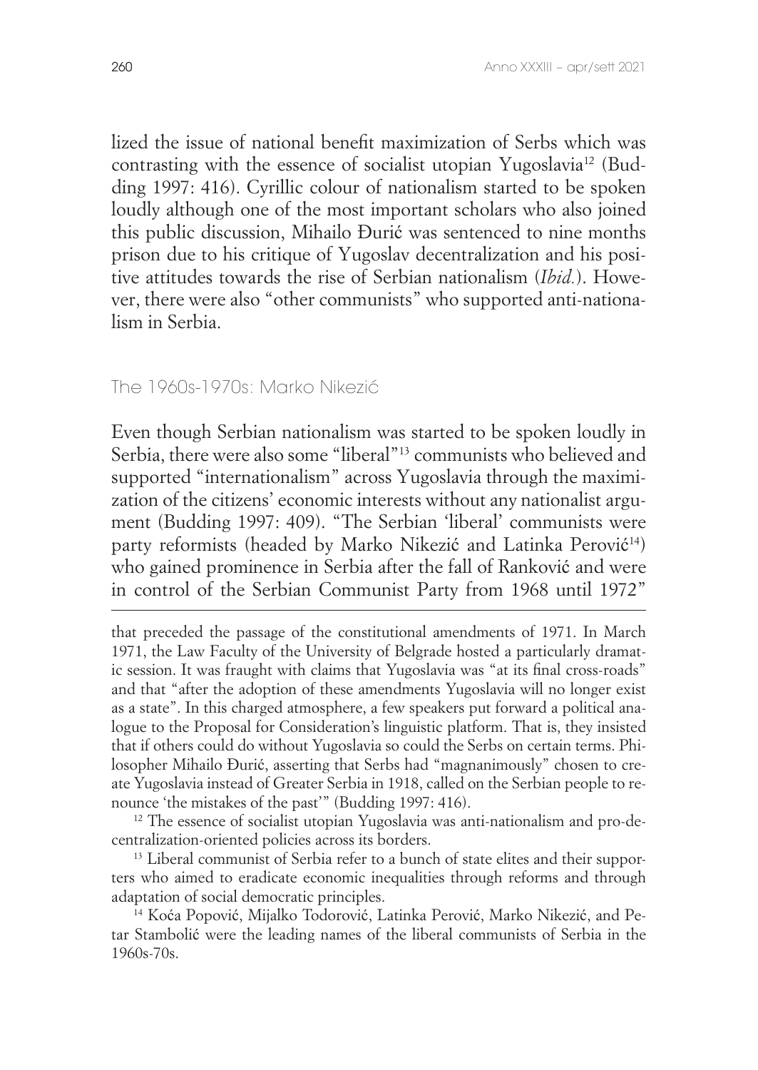lized the issue of national benefit maximization of Serbs which was contrasting with the essence of socialist utopian Yugoslavia[12] (Budding 1997: 416). Cyrillic colour of nationalism started to be spoken loudly although one of the most important scholars who also joined this public discussion, Mihailo Đurić was sentenced to nine months prison due to his critique of Yugoslav decentralization and his positive attitudes towards the rise of Serbian nationalism (*Ibid.*). However, there were also "other communists" who supported anti-nationalism in Serbia.

## The 1960s-1970s: Marko Nikezić

Even though Serbian nationalism was started to be spoken loudly in Serbia, there were also some "liberal"[13] communists who believed and supported "internationalism" across Yugoslavia through the maximization of the citizens' economic interests without any nationalist argument (Budding 1997: 409). "The Serbian 'liberal' communists were party reformists (headed by Marko Nikezić and Latinka Perović[14]) who gained prominence in Serbia after the fall of Ranković and were in control of the Serbian Communist Party from 1968 until 1972"

---

that preceded the passage of the constitutional amendments of 1971. In March 1971, the Law Faculty of the University of Belgrade hosted a particularly dramatic session. It was fraught with claims that Yugoslavia was "at its final cross-roads" and that "after the adoption of these amendments Yugoslavia will no longer exist as a state". In this charged atmosphere, a few speakers put forward a political analogue to the Proposal for Consideration's linguistic platform. That is, they insisted that if others could do without Yugoslavia so could the Serbs on certain terms. Philosopher Mihailo Đurić, asserting that Serbs had "magnanimously" chosen to create Yugoslavia instead of Greater Serbia in 1918, called on the Serbian people to renounce 'the mistakes of the past'" (Budding 1997: 416).

[12] The essence of socialist utopian Yugoslavia was anti-nationalism and pro-decentralization-oriented policies across its borders.

[13] Liberal communist of Serbia refer to a bunch of state elites and their supporters who aimed to eradicate economic inequalities through reforms and through adaptation of social democratic principles.

[14] Koća Popović, Mijalko Todorović, Latinka Perović, Marko Nikezić, and Petar Stambolić were the leading names of the liberal communists of Serbia in the 1960s-70s.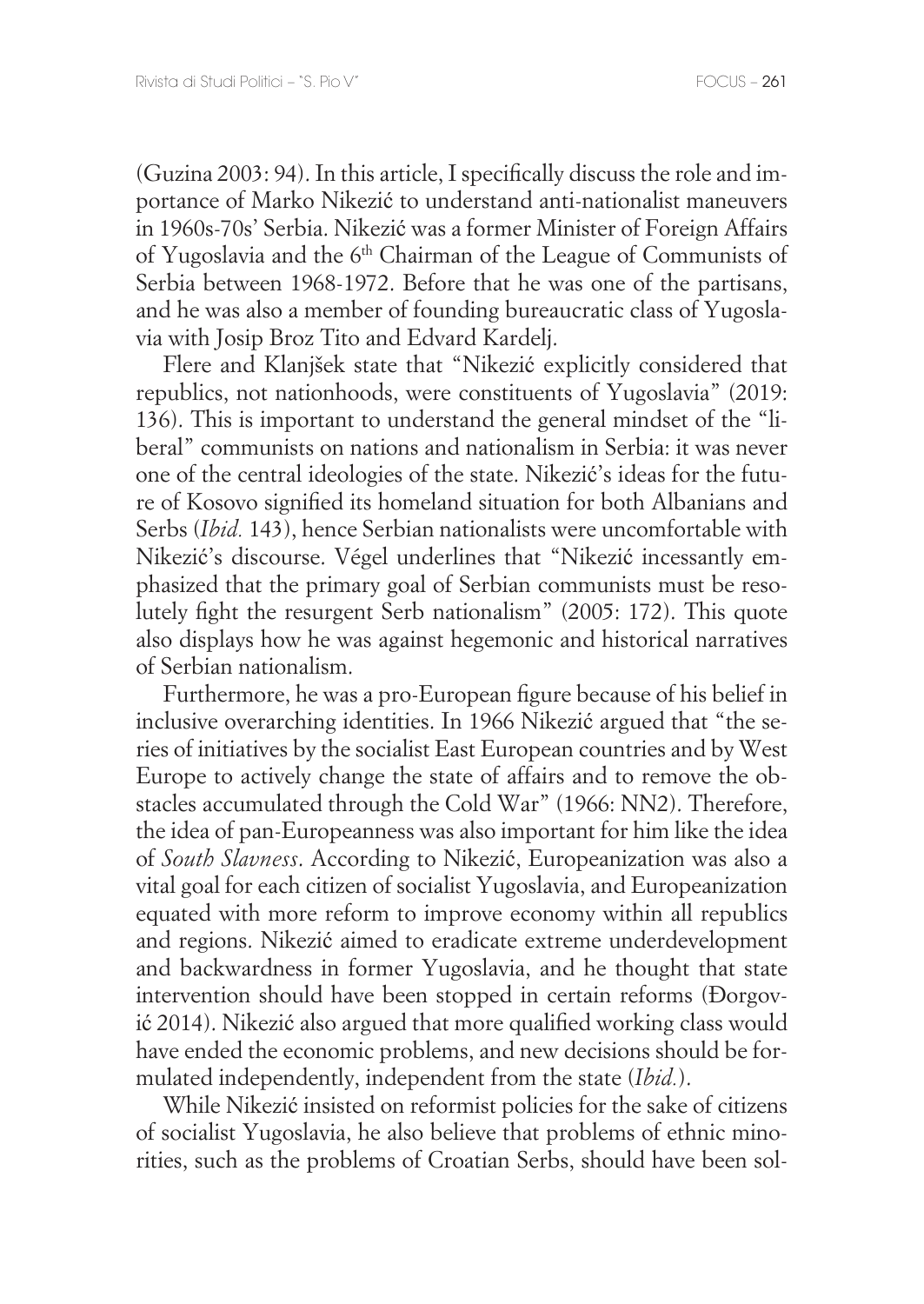(Guzina 2003: 94). In this article, I specifically discuss the role and importance of Marko Nikezić to understand anti-nationalist maneuvers in 1960s-70s' Serbia. Nikezić was a former Minister of Foreign Affairs of Yugoslavia and the 6th Chairman of the League of Communists of Serbia between 1968-1972. Before that he was one of the partisans, and he was also a member of founding bureaucratic class of Yugoslavia with Josip Broz Tito and Edvard Kardelj.

Flere and Klanjšek state that "Nikezić explicitly considered that republics, not nationhoods, were constituents of Yugoslavia" (2019: 136). This is important to understand the general mindset of the "liberal" communists on nations and nationalism in Serbia: it was never one of the central ideologies of the state. Nikezić's ideas for the future of Kosovo signified its homeland situation for both Albanians and Serbs (*Ibid.* 143), hence Serbian nationalists were uncomfortable with Nikezić's discourse. Végel underlines that "Nikezić incessantly emphasized that the primary goal of Serbian communists must be resolutely fight the resurgent Serb nationalism" (2005: 172). This quote also displays how he was against hegemonic and historical narratives of Serbian nationalism.

Furthermore, he was a pro-European figure because of his belief in inclusive overarching identities. In 1966 Nikezić argued that "the series of initiatives by the socialist East European countries and by West Europe to actively change the state of affairs and to remove the obstacles accumulated through the Cold War" (1966: NN2). Therefore, the idea of pan-Europeanness was also important for him like the idea of *South Slavness*. According to Nikezić, Europeanization was also a vital goal for each citizen of socialist Yugoslavia, and Europeanization equated with more reform to improve economy within all republics and regions. Nikezić aimed to eradicate extreme underdevelopment and backwardness in former Yugoslavia, and he thought that state intervention should have been stopped in certain reforms (Đorgović 2014). Nikezić also argued that more qualified working class would have ended the economic problems, and new decisions should be formulated independently, independent from the state (*Ibid.*).

While Nikezić insisted on reformist policies for the sake of citizens of socialist Yugoslavia, he also believe that problems of ethnic minorities, such as the problems of Croatian Serbs, should have been sol-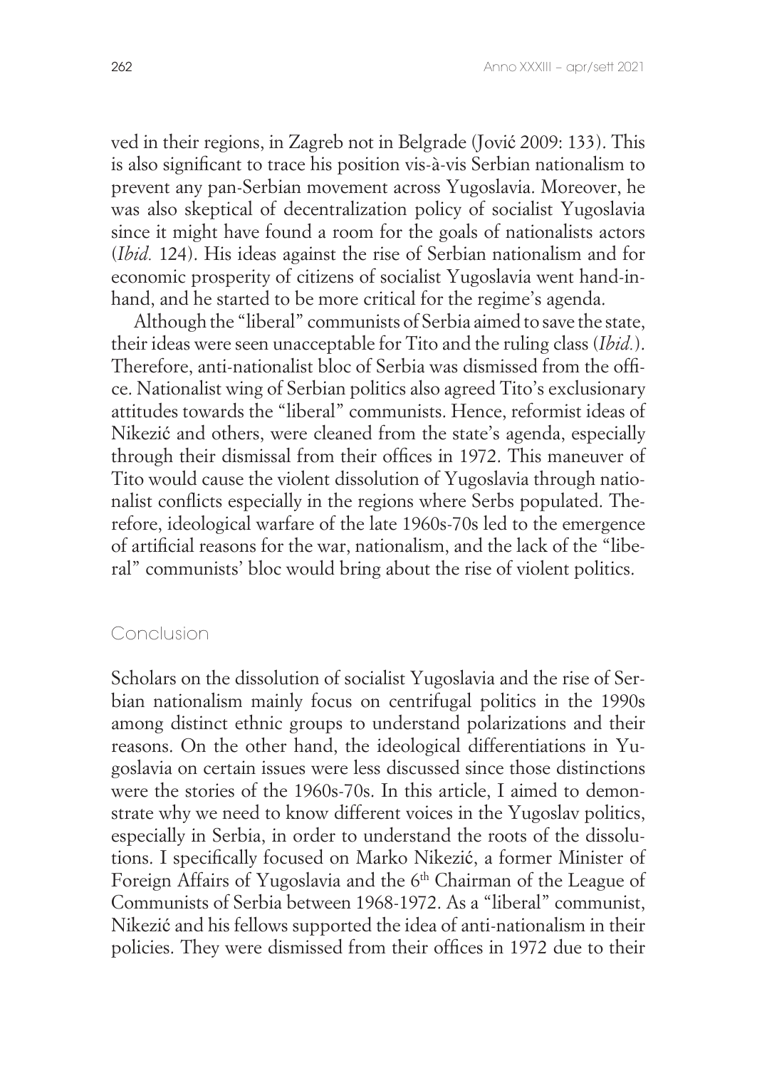ved in their regions, in Zagreb not in Belgrade (Jović 2009: 133). This is also significant to trace his position vis-à-vis Serbian nationalism to prevent any pan-Serbian movement across Yugoslavia. Moreover, he was also skeptical of decentralization policy of socialist Yugoslavia since it might have found a room for the goals of nationalists actors (*Ibid.* 124). His ideas against the rise of Serbian nationalism and for economic prosperity of citizens of socialist Yugoslavia went hand-in-hand, and he started to be more critical for the regime's agenda.

Although the "liberal" communists of Serbia aimed to save the state, their ideas were seen unacceptable for Tito and the ruling class (*Ibid.*). Therefore, anti-nationalist bloc of Serbia was dismissed from the office. Nationalist wing of Serbian politics also agreed Tito's exclusionary attitudes towards the "liberal" communists. Hence, reformist ideas of Nikezić and others, were cleaned from the state's agenda, especially through their dismissal from their offices in 1972. This maneuver of Tito would cause the violent dissolution of Yugoslavia through nationalist conflicts especially in the regions where Serbs populated. Therefore, ideological warfare of the late 1960s-70s led to the emergence of artificial reasons for the war, nationalism, and the lack of the "liberal" communists' bloc would bring about the rise of violent politics.

## Conclusion

Scholars on the dissolution of socialist Yugoslavia and the rise of Serbian nationalism mainly focus on centrifugal politics in the 1990s among distinct ethnic groups to understand polarizations and their reasons. On the other hand, the ideological differentiations in Yugoslavia on certain issues were less discussed since those distinctions were the stories of the 1960s-70s. In this article, I aimed to demonstrate why we need to know different voices in the Yugoslav politics, especially in Serbia, in order to understand the roots of the dissolutions. I specifically focused on Marko Nikezić, a former Minister of Foreign Affairs of Yugoslavia and the 6th Chairman of the League of Communists of Serbia between 1968-1972. As a "liberal" communist, Nikezić and his fellows supported the idea of anti-nationalism in their policies. They were dismissed from their offices in 1972 due to their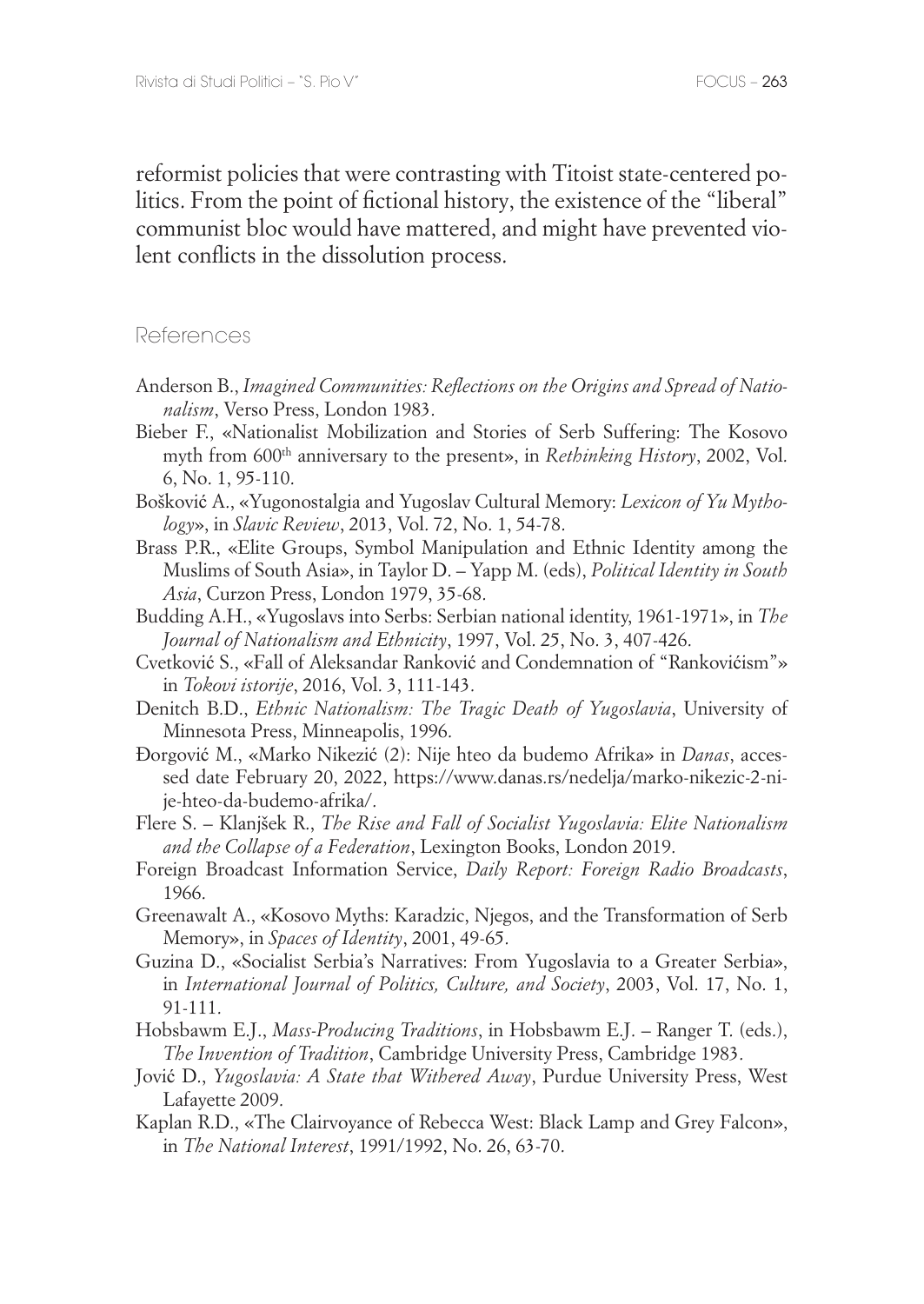reformist policies that were contrasting with Titoist state-centered politics. From the point of fictional history, the existence of the "liberal" communist bloc would have mattered, and might have prevented violent conflicts in the dissolution process.

## References

Anderson B., *Imagined Communities: Reflections on the Origins and Spread of Nationalism*, Verso Press, London 1983.

Bieber F., «Nationalist Mobilization and Stories of Serb Suffering: The Kosovo myth from 600th anniversary to the present», in *Rethinking History*, 2002, Vol. 6, No. 1, 95-110.

Bošković A., «Yugonostalgia and Yugoslav Cultural Memory: *Lexicon of Yu Mythology*», in *Slavic Review*, 2013, Vol. 72, No. 1, 54-78.

Brass P.R., «Elite Groups, Symbol Manipulation and Ethnic Identity among the Muslims of South Asia», in Taylor D. – Yapp M. (eds), *Political Identity in South Asia*, Curzon Press, London 1979, 35-68.

Budding A.H., «Yugoslavs into Serbs: Serbian national identity, 1961-1971», in *The Journal of Nationalism and Ethnicity*, 1997, Vol. 25, No. 3, 407-426.

Cvetković S., «Fall of Aleksandar Ranković and Condemnation of "Rankovićism"» in *Tokovi istorije*, 2016, Vol. 3, 111-143.

Denitch B.D., *Ethnic Nationalism: The Tragic Death of Yugoslavia*, University of Minnesota Press, Minneapolis, 1996.

Đorgović M., «Marko Nikezić (2): Nije hteo da budemo Afrika» in *Danas*, accessed date February 20, 2022, https://www.danas.rs/nedelja/marko-nikezic-2-nije-hteo-da-budemo-afrika/.

Flere S. – Klanjšek R., *The Rise and Fall of Socialist Yugoslavia: Elite Nationalism and the Collapse of a Federation*, Lexington Books, London 2019.

Foreign Broadcast Information Service, *Daily Report: Foreign Radio Broadcasts*, 1966.

Greenawalt A., «Kosovo Myths: Karadzic, Njegos, and the Transformation of Serb Memory», in *Spaces of Identity*, 2001, 49-65.

Guzina D., «Socialist Serbia's Narratives: From Yugoslavia to a Greater Serbia», in *International Journal of Politics, Culture, and Society*, 2003, Vol. 17, No. 1, 91-111.

Hobsbawm E.J., *Mass-Producing Traditions*, in Hobsbawm E.J. – Ranger T. (eds.), *The Invention of Tradition*, Cambridge University Press, Cambridge 1983.

Jović D., *Yugoslavia: A State that Withered Away*, Purdue University Press, West Lafayette 2009.

Kaplan R.D., «The Clairvoyance of Rebecca West: Black Lamp and Grey Falcon», in *The National Interest*, 1991/1992, No. 26, 63-70.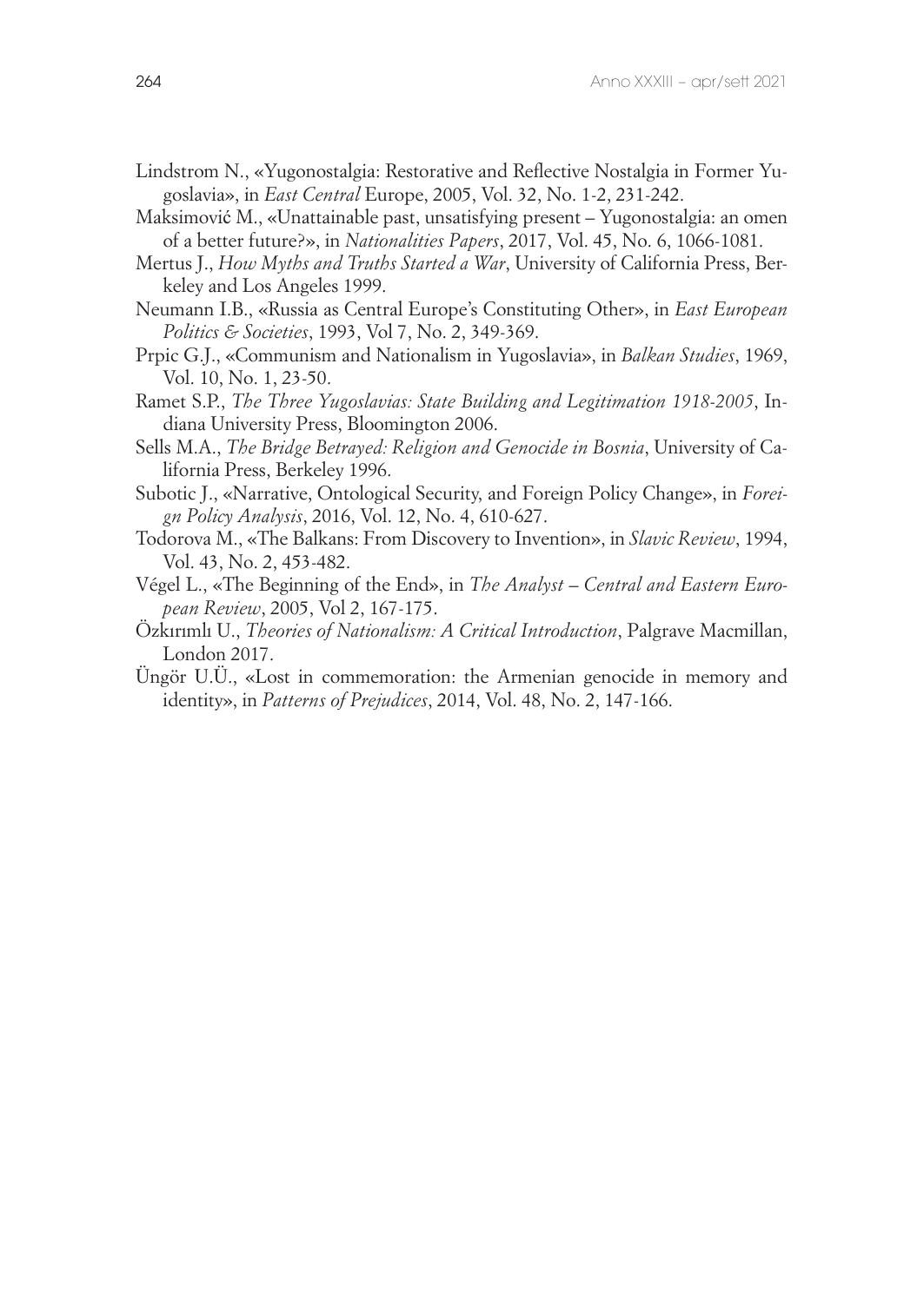Lindstrom N., «Yugonostalgia: Restorative and Reflective Nostalgia in Former Yugoslavia», in *East Central* Europe, 2005, Vol. 32, No. 1-2, 231-242.

Maksimović M., «Unattainable past, unsatisfying present – Yugonostalgia: an omen of a better future?», in *Nationalities Papers*, 2017, Vol. 45, No. 6, 1066-1081.

Mertus J., *How Myths and Truths Started a War*, University of California Press, Berkeley and Los Angeles 1999.

Neumann I.B., «Russia as Central Europe's Constituting Other», in *East European Politics & Societies*, 1993, Vol 7, No. 2, 349-369.

Prpic G.J., «Communism and Nationalism in Yugoslavia», in *Balkan Studies*, 1969, Vol. 10, No. 1, 23-50.

Ramet S.P., *The Three Yugoslavias: State Building and Legitimation 1918-2005*, Indiana University Press, Bloomington 2006.

Sells M.A., *The Bridge Betrayed: Religion and Genocide in Bosnia*, University of California Press, Berkeley 1996.

Subotic J., «Narrative, Ontological Security, and Foreign Policy Change», in *Foreign Policy Analysis*, 2016, Vol. 12, No. 4, 610-627.

Todorova M., «The Balkans: From Discovery to Invention», in *Slavic Review*, 1994, Vol. 43, No. 2, 453-482.

Végel L., «The Beginning of the End», in *The Analyst – Central and Eastern European Review*, 2005, Vol 2, 167-175.

Özkırımlı U., *Theories of Nationalism: A Critical Introduction*, Palgrave Macmillan, London 2017.

Üngör U.Ü., «Lost in commemoration: the Armenian genocide in memory and identity», in *Patterns of Prejudices*, 2014, Vol. 48, No. 2, 147-166.